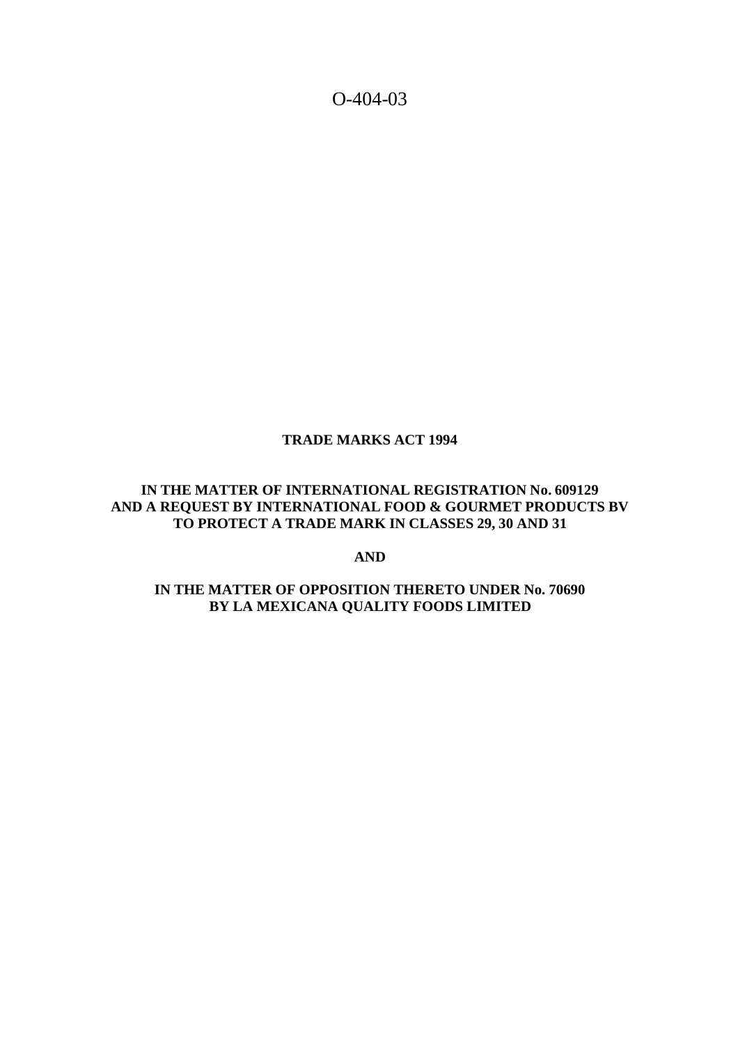O-404-03

**TRADE MARKS ACT 1994**

**IN THE MATTER OF INTERNATIONAL REGISTRATION No. 609129 AND A REQUEST BY INTERNATIONAL FOOD & GOURMET PRODUCTS BV TO PROTECT A TRADE MARK IN CLASSES 29, 30 AND 31**

**AND**

**IN THE MATTER OF OPPOSITION THERETO UNDER No. 70690 BY LA MEXICANA QUALITY FOODS LIMITED**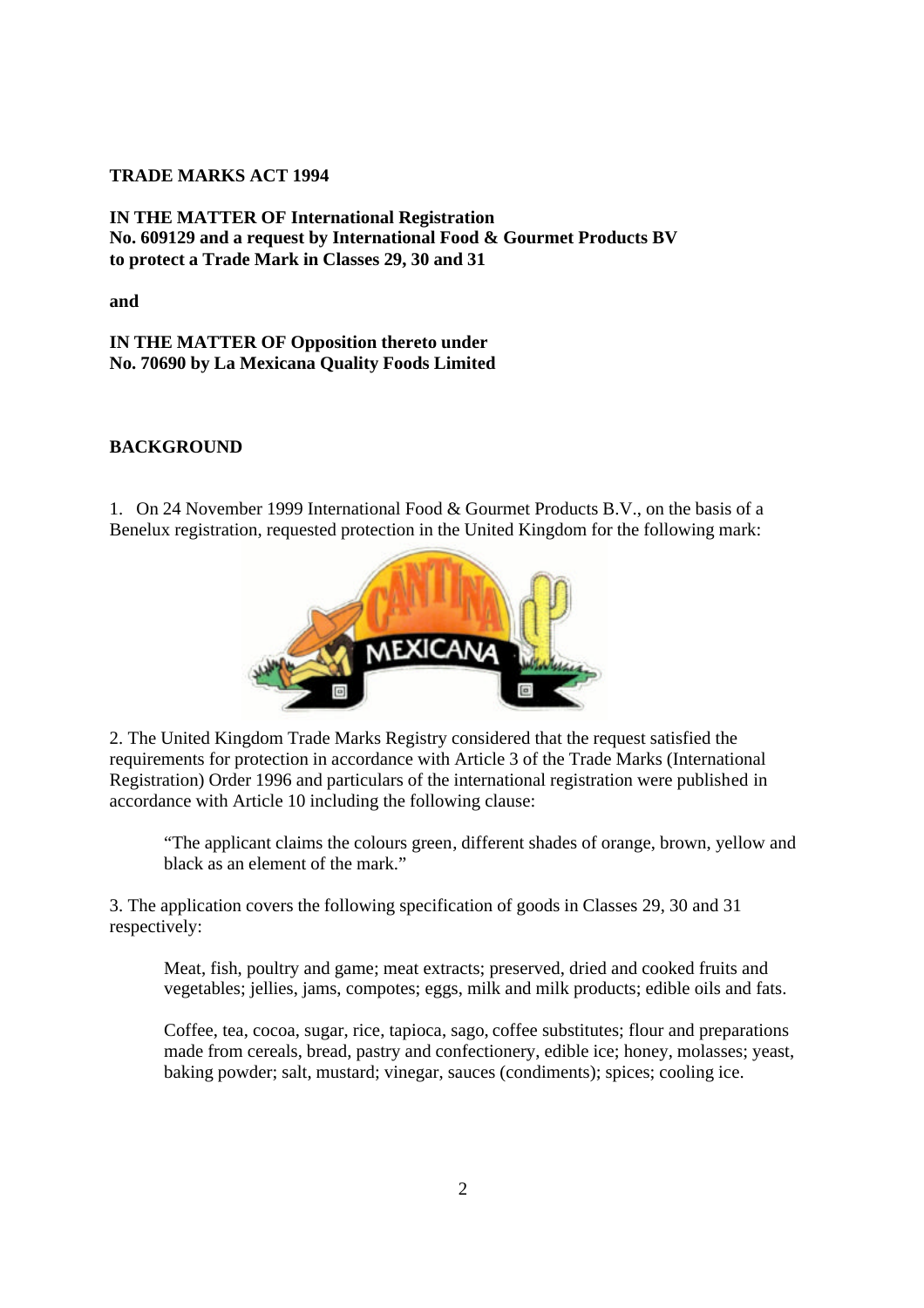**TRADE MARKS ACT 1994**

**IN THE MATTER OF International Registration No. 609129 and a request by International Food & Gourmet Products BV to protect a Trade Mark in Classes 29, 30 and 31**

**and**

**IN THE MATTER OF Opposition thereto under No. 70690 by La Mexicana Quality Foods Limited**

**BACKGROUND**

1. On 24 November 1999 International Food & Gourmet Products B.V., on the basis of a Benelux registration, requested protection in the United Kingdom for the following mark:

2. The United Kingdom Trade Marks Registry considered that the request satisfied the requirements for protection in accordance with Article 3 of the Trade Marks (International Registration) Order 1996 and particulars of the international registration were published in accordance with Article 10 including the following clause:

> "The applicant claims the colours green, different shades of orange, brown, yellow and black as an element of the mark."

3. The application covers the following specification of goods in Classes 29, 30 and 31 respectively:

> Meat, fish, poultry and game; meat extracts; preserved, dried and cooked fruits and vegetables; jellies, jams, compotes; eggs, milk and milk products; edible oils and fats.
>
> Coffee, tea, cocoa, sugar, rice, tapioca, sago, coffee substitutes; flour and preparations made from cereals, bread, pastry and confectionery, edible ice; honey, molasses; yeast, baking powder; salt, mustard; vinegar, sauces (condiments); spices; cooling ice.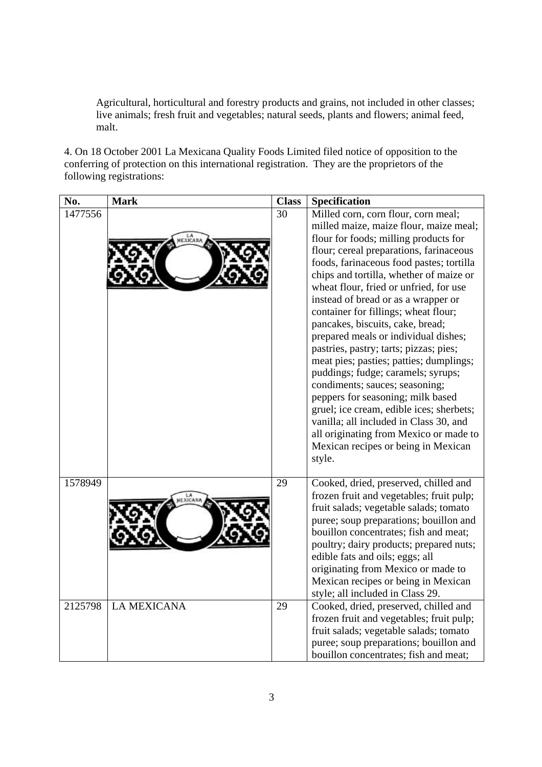Agricultural, horticultural and forestry products and grains, not included in other classes; live animals; fresh fruit and vegetables; natural seeds, plants and flowers; animal feed, malt.

4. On 18 October 2001 La Mexicana Quality Foods Limited filed notice of opposition to the conferring of protection on this international registration. They are the proprietors of the following registrations:

| No. | Mark | Class | Specification |
|---|---|---|---|
| 1477556 | LA MEXICANA | 30 | Milled corn, corn flour, corn meal; milled maize, maize flour, maize meal; flour for foods; milling products for flour; cereal preparations, farinaceous foods, farinaceous food pastes; tortilla chips and tortilla, whether of maize or wheat flour, fried or unfried, for use instead of bread or as a wrapper or container for fillings; wheat flour; pancakes, biscuits, cake, bread; prepared meals or individual dishes; pastries, pastry; tarts; pizzas; pies; meat pies; pasties; patties; dumplings; puddings; fudge; caramels; syrups; condiments; sauces; seasoning; peppers for seasoning; milk based gruel; ice cream, edible ices; sherbets; vanilla; all included in Class 30, and all originating from Mexico or made to Mexican recipes or being in Mexican style. |
| 1578949 | LA MEXICANA | 29 | Cooked, dried, preserved, chilled and frozen fruit and vegetables; fruit pulp; fruit salads; vegetable salads; tomato puree; soup preparations; bouillon and bouillon concentrates; fish and meat; poultry; dairy products; prepared nuts; edible fats and oils; eggs; all originating from Mexico or made to Mexican recipes or being in Mexican style; all included in Class 29. |
| 2125798 | LA MEXICANA | 29 | Cooked, dried, preserved, chilled and frozen fruit and vegetables; fruit pulp; fruit salads; vegetable salads; tomato puree; soup preparations; bouillon and bouillon concentrates; fish and meat; |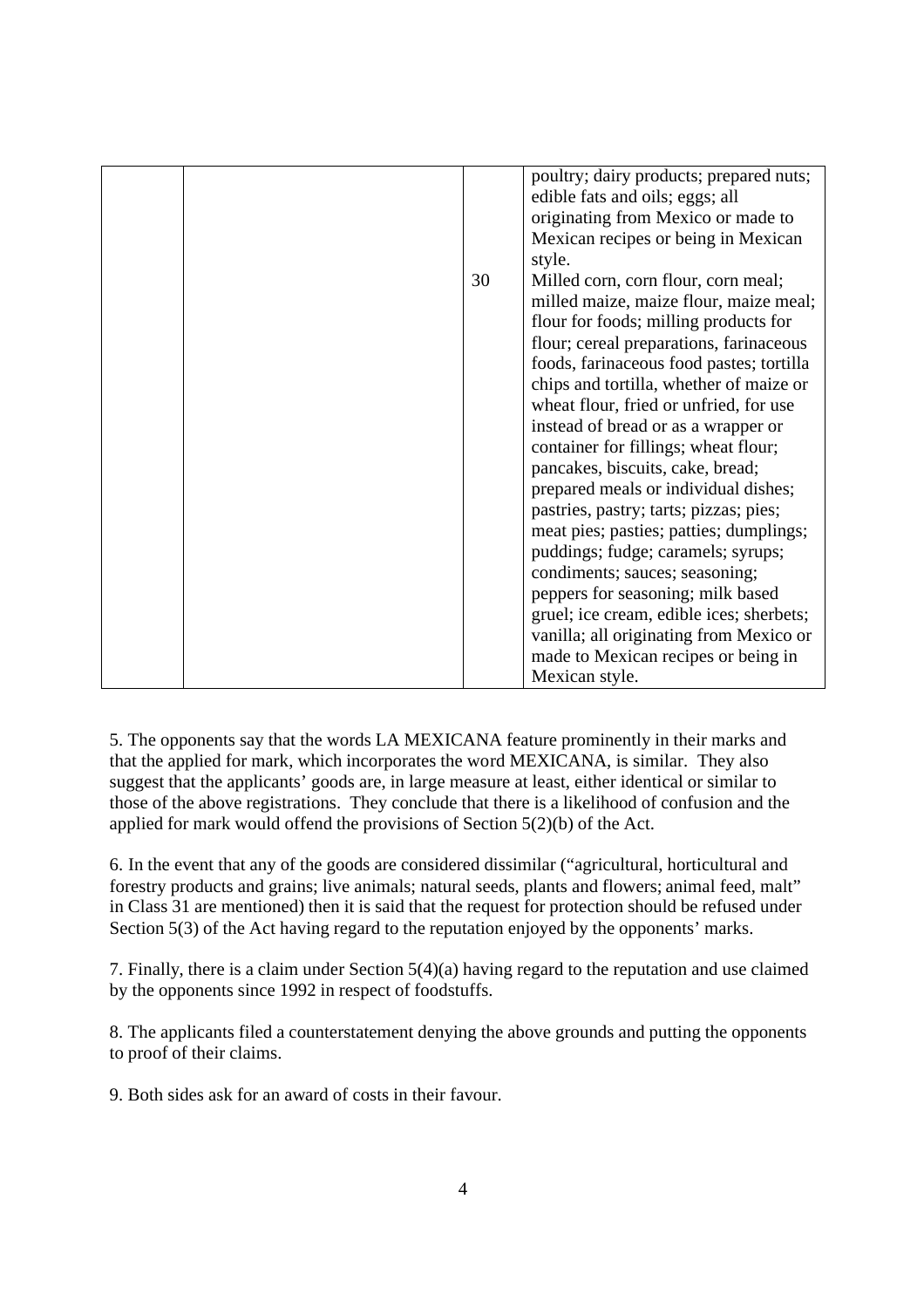| | | | |
|---|---|---|---|
| | | | poultry; dairy products; prepared nuts; edible fats and oils; eggs; all originating from Mexico or made to Mexican recipes or being in Mexican style. |
| | | 30 | Milled corn, corn flour, corn meal; milled maize, maize flour, maize meal; flour for foods; milling products for flour; cereal preparations, farinaceous foods, farinaceous food pastes; tortilla chips and tortilla, whether of maize or wheat flour, fried or unfried, for use instead of bread or as a wrapper or container for fillings; wheat flour; pancakes, biscuits, cake, bread; prepared meals or individual dishes; pastries, pastry; tarts; pizzas; pies; meat pies; pasties; patties; dumplings; puddings; fudge; caramels; syrups; condiments; sauces; seasoning; peppers for seasoning; milk based gruel; ice cream, edible ices; sherbets; vanilla; all originating from Mexico or made to Mexican recipes or being in Mexican style. |

5. The opponents say that the words LA MEXICANA feature prominently in their marks and that the applied for mark, which incorporates the word MEXICANA, is similar. They also suggest that the applicants' goods are, in large measure at least, either identical or similar to those of the above registrations. They conclude that there is a likelihood of confusion and the applied for mark would offend the provisions of Section 5(2)(b) of the Act.

6. In the event that any of the goods are considered dissimilar ("agricultural, horticultural and forestry products and grains; live animals; natural seeds, plants and flowers; animal feed, malt" in Class 31 are mentioned) then it is said that the request for protection should be refused under Section 5(3) of the Act having regard to the reputation enjoyed by the opponents' marks.

7. Finally, there is a claim under Section 5(4)(a) having regard to the reputation and use claimed by the opponents since 1992 in respect of foodstuffs.

8. The applicants filed a counterstatement denying the above grounds and putting the opponents to proof of their claims.

9. Both sides ask for an award of costs in their favour.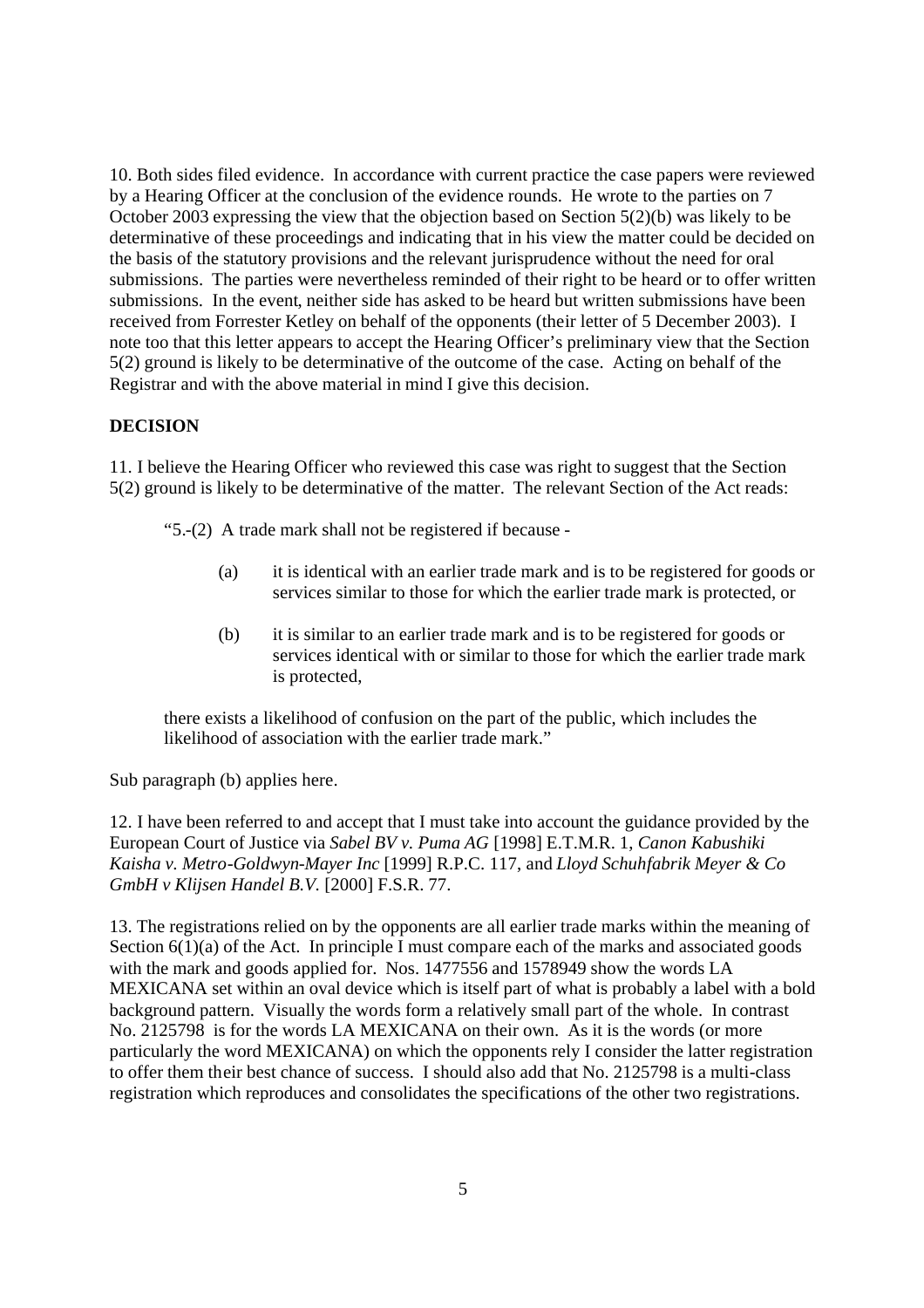10. Both sides filed evidence. In accordance with current practice the case papers were reviewed by a Hearing Officer at the conclusion of the evidence rounds. He wrote to the parties on 7 October 2003 expressing the view that the objection based on Section 5(2)(b) was likely to be determinative of these proceedings and indicating that in his view the matter could be decided on the basis of the statutory provisions and the relevant jurisprudence without the need for oral submissions. The parties were nevertheless reminded of their right to be heard or to offer written submissions. In the event, neither side has asked to be heard but written submissions have been received from Forrester Ketley on behalf of the opponents (their letter of 5 December 2003). I note too that this letter appears to accept the Hearing Officer's preliminary view that the Section 5(2) ground is likely to be determinative of the outcome of the case. Acting on behalf of the Registrar and with the above material in mind I give this decision.

**DECISION**

11. I believe the Hearing Officer who reviewed this case was right to suggest that the Section 5(2) ground is likely to be determinative of the matter. The relevant Section of the Act reads:

> "5.-(2) A trade mark shall not be registered if because -
>
> (a) it is identical with an earlier trade mark and is to be registered for goods or services similar to those for which the earlier trade mark is protected, or
>
> (b) it is similar to an earlier trade mark and is to be registered for goods or services identical with or similar to those for which the earlier trade mark is protected,
>
> there exists a likelihood of confusion on the part of the public, which includes the likelihood of association with the earlier trade mark."

Sub paragraph (b) applies here.

12. I have been referred to and accept that I must take into account the guidance provided by the European Court of Justice via *Sabel BV v. Puma AG* [1998] E.T.M.R. 1, *Canon Kabushiki Kaisha v. Metro-Goldwyn-Mayer Inc* [1999] R.P.C. 117, and *Lloyd Schuhfabrik Meyer & Co GmbH v Klijsen Handel B.V.* [2000] F.S.R. 77.

13. The registrations relied on by the opponents are all earlier trade marks within the meaning of Section 6(1)(a) of the Act. In principle I must compare each of the marks and associated goods with the mark and goods applied for. Nos. 1477556 and 1578949 show the words LA MEXICANA set within an oval device which is itself part of what is probably a label with a bold background pattern. Visually the words form a relatively small part of the whole. In contrast No. 2125798 is for the words LA MEXICANA on their own. As it is the words (or more particularly the word MEXICANA) on which the opponents rely I consider the latter registration to offer them their best chance of success. I should also add that No. 2125798 is a multi-class registration which reproduces and consolidates the specifications of the other two registrations.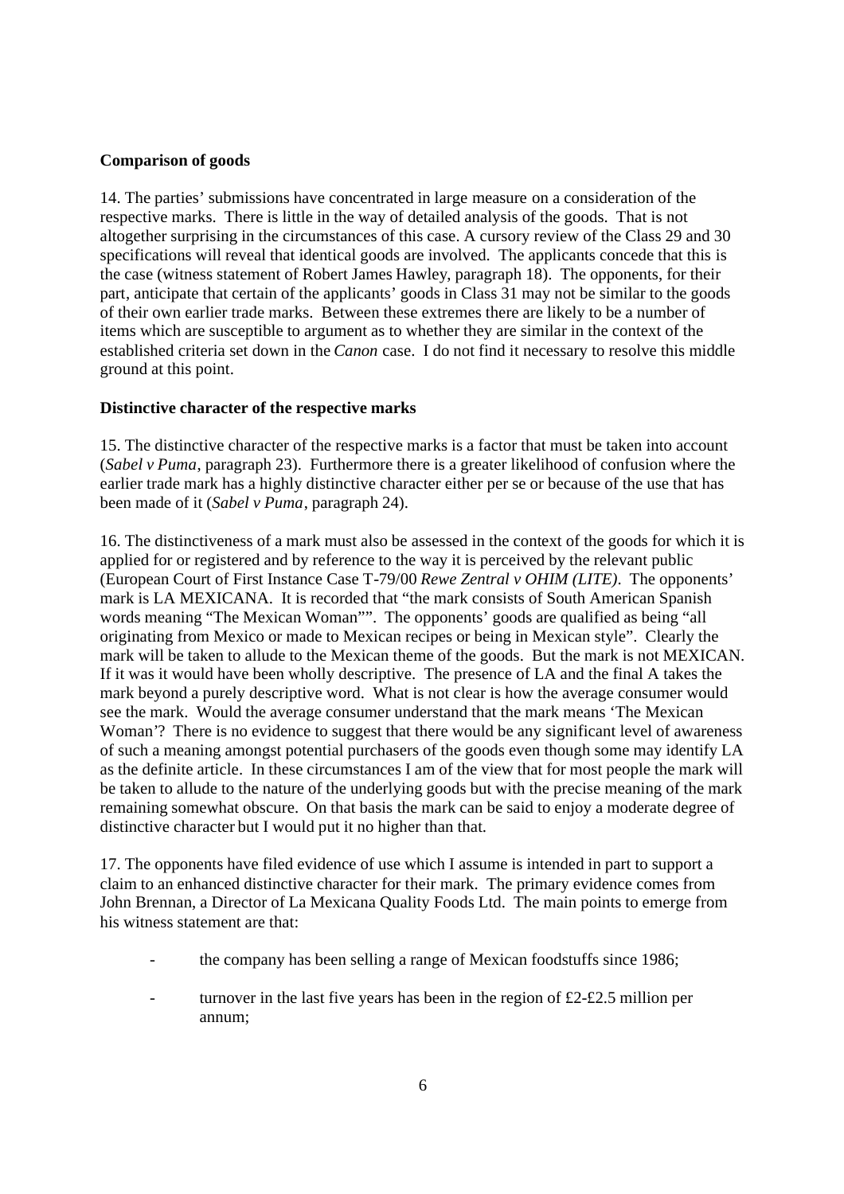**Comparison of goods**

14. The parties' submissions have concentrated in large measure on a consideration of the respective marks. There is little in the way of detailed analysis of the goods. That is not altogether surprising in the circumstances of this case. A cursory review of the Class 29 and 30 specifications will reveal that identical goods are involved. The applicants concede that this is the case (witness statement of Robert James Hawley, paragraph 18). The opponents, for their part, anticipate that certain of the applicants' goods in Class 31 may not be similar to the goods of their own earlier trade marks. Between these extremes there are likely to be a number of items which are susceptible to argument as to whether they are similar in the context of the established criteria set down in the *Canon* case. I do not find it necessary to resolve this middle ground at this point.

**Distinctive character of the respective marks**

15. The distinctive character of the respective marks is a factor that must be taken into account (*Sabel v Puma*, paragraph 23). Furthermore there is a greater likelihood of confusion where the earlier trade mark has a highly distinctive character either per se or because of the use that has been made of it (*Sabel v Puma*, paragraph 24).

16. The distinctiveness of a mark must also be assessed in the context of the goods for which it is applied for or registered and by reference to the way it is perceived by the relevant public (European Court of First Instance Case T-79/00 *Rewe Zentral v OHIM (LITE)*. The opponents' mark is LA MEXICANA. It is recorded that "the mark consists of South American Spanish words meaning "The Mexican Woman"". The opponents' goods are qualified as being "all originating from Mexico or made to Mexican recipes or being in Mexican style". Clearly the mark will be taken to allude to the Mexican theme of the goods. But the mark is not MEXICAN. If it was it would have been wholly descriptive. The presence of LA and the final A takes the mark beyond a purely descriptive word. What is not clear is how the average consumer would see the mark. Would the average consumer understand that the mark means 'The Mexican Woman'? There is no evidence to suggest that there would be any significant level of awareness of such a meaning amongst potential purchasers of the goods even though some may identify LA as the definite article. In these circumstances I am of the view that for most people the mark will be taken to allude to the nature of the underlying goods but with the precise meaning of the mark remaining somewhat obscure. On that basis the mark can be said to enjoy a moderate degree of distinctive character but I would put it no higher than that.

17. The opponents have filed evidence of use which I assume is intended in part to support a claim to an enhanced distinctive character for their mark. The primary evidence comes from John Brennan, a Director of La Mexicana Quality Foods Ltd. The main points to emerge from his witness statement are that:

- the company has been selling a range of Mexican foodstuffs since 1986;

- turnover in the last five years has been in the region of £2-£2.5 million per annum;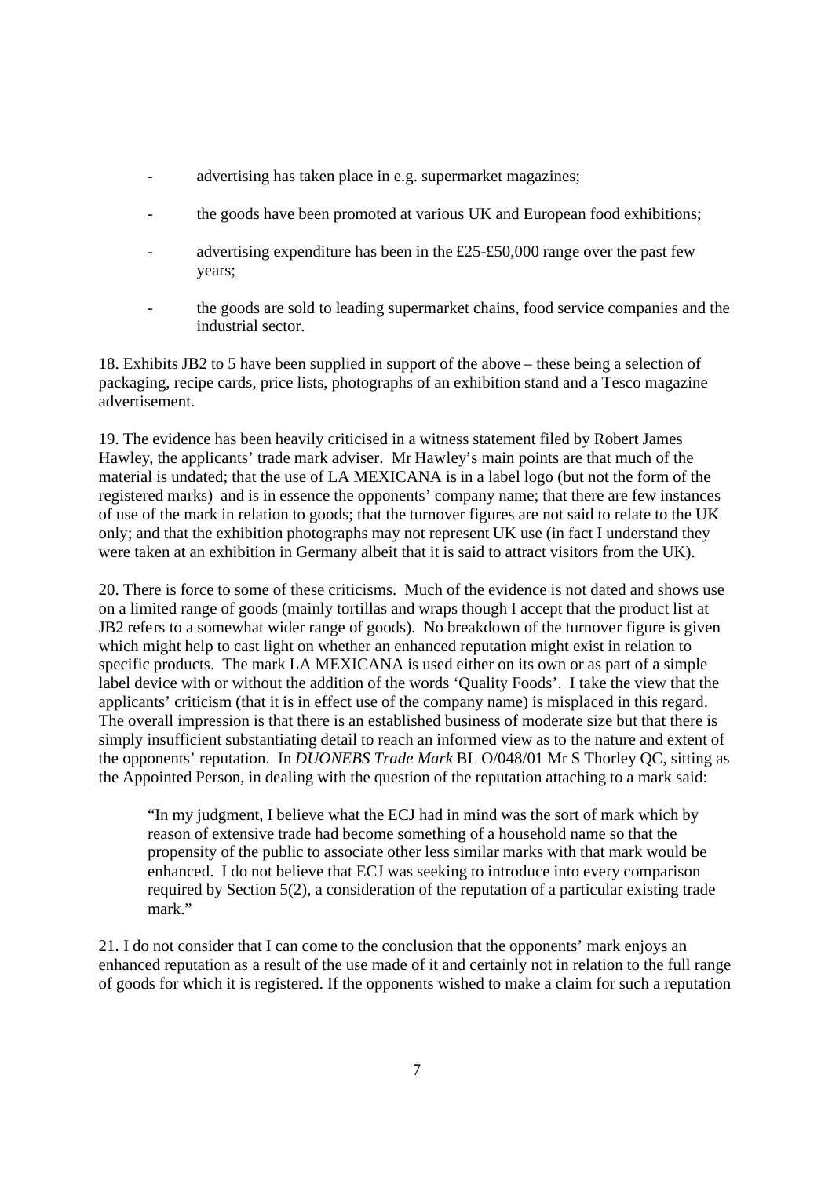- advertising has taken place in e.g. supermarket magazines;
- the goods have been promoted at various UK and European food exhibitions;
- advertising expenditure has been in the £25-£50,000 range over the past few years;
- the goods are sold to leading supermarket chains, food service companies and the industrial sector.

18. Exhibits JB2 to 5 have been supplied in support of the above – these being a selection of packaging, recipe cards, price lists, photographs of an exhibition stand and a Tesco magazine advertisement.

19. The evidence has been heavily criticised in a witness statement filed by Robert James Hawley, the applicants' trade mark adviser. Mr Hawley's main points are that much of the material is undated; that the use of LA MEXICANA is in a label logo (but not the form of the registered marks) and is in essence the opponents' company name; that there are few instances of use of the mark in relation to goods; that the turnover figures are not said to relate to the UK only; and that the exhibition photographs may not represent UK use (in fact I understand they were taken at an exhibition in Germany albeit that it is said to attract visitors from the UK).

20. There is force to some of these criticisms. Much of the evidence is not dated and shows use on a limited range of goods (mainly tortillas and wraps though I accept that the product list at JB2 refers to a somewhat wider range of goods). No breakdown of the turnover figure is given which might help to cast light on whether an enhanced reputation might exist in relation to specific products. The mark LA MEXICANA is used either on its own or as part of a simple label device with or without the addition of the words 'Quality Foods'. I take the view that the applicants' criticism (that it is in effect use of the company name) is misplaced in this regard. The overall impression is that there is an established business of moderate size but that there is simply insufficient substantiating detail to reach an informed view as to the nature and extent of the opponents' reputation. In *DUONEBS Trade Mark* BL O/048/01 Mr S Thorley QC, sitting as the Appointed Person, in dealing with the question of the reputation attaching to a mark said:

> "In my judgment, I believe what the ECJ had in mind was the sort of mark which by reason of extensive trade had become something of a household name so that the propensity of the public to associate other less similar marks with that mark would be enhanced. I do not believe that ECJ was seeking to introduce into every comparison required by Section 5(2), a consideration of the reputation of a particular existing trade mark."

21. I do not consider that I can come to the conclusion that the opponents' mark enjoys an enhanced reputation as a result of the use made of it and certainly not in relation to the full range of goods for which it is registered. If the opponents wished to make a claim for such a reputation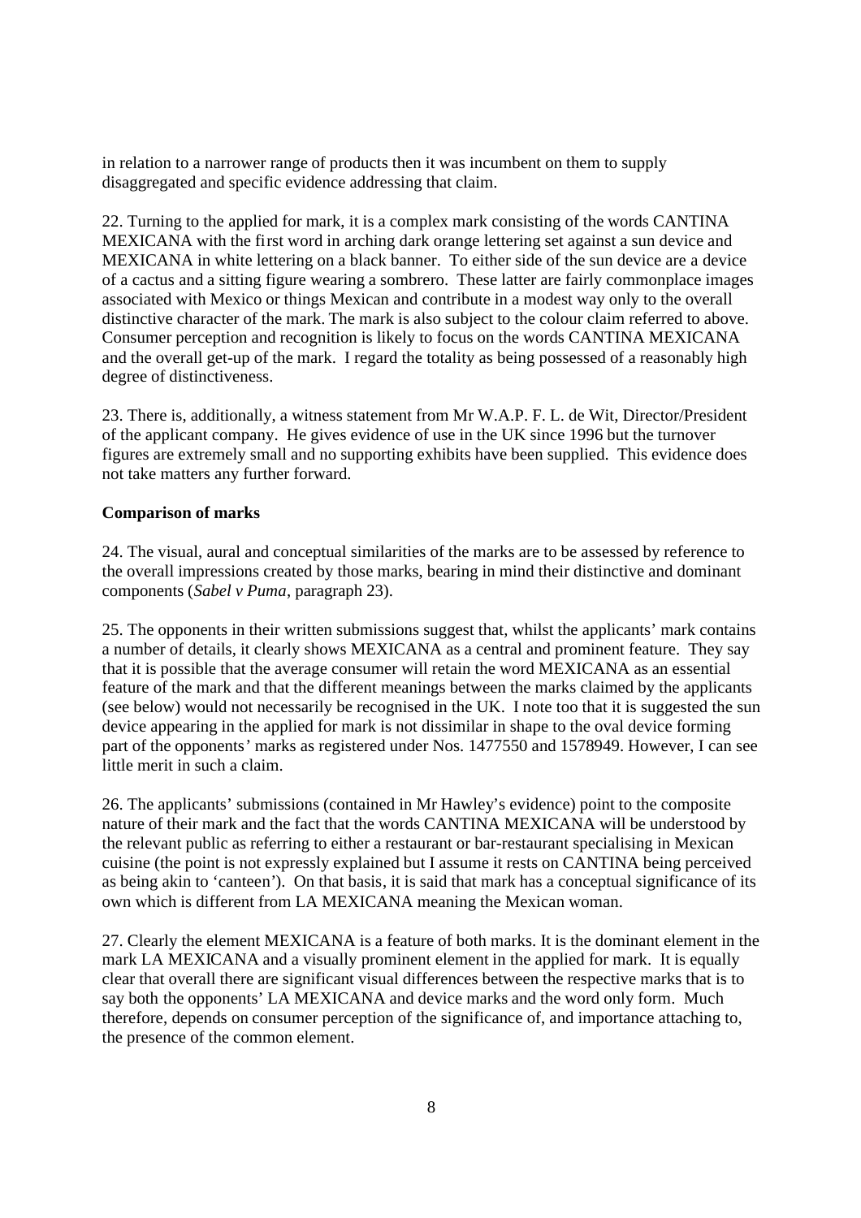in relation to a narrower range of products then it was incumbent on them to supply disaggregated and specific evidence addressing that claim.

22. Turning to the applied for mark, it is a complex mark consisting of the words CANTINA MEXICANA with the first word in arching dark orange lettering set against a sun device and MEXICANA in white lettering on a black banner. To either side of the sun device are a device of a cactus and a sitting figure wearing a sombrero. These latter are fairly commonplace images associated with Mexico or things Mexican and contribute in a modest way only to the overall distinctive character of the mark. The mark is also subject to the colour claim referred to above. Consumer perception and recognition is likely to focus on the words CANTINA MEXICANA and the overall get-up of the mark. I regard the totality as being possessed of a reasonably high degree of distinctiveness.

23. There is, additionally, a witness statement from Mr W.A.P. F. L. de Wit, Director/President of the applicant company. He gives evidence of use in the UK since 1996 but the turnover figures are extremely small and no supporting exhibits have been supplied. This evidence does not take matters any further forward.

**Comparison of marks**

24. The visual, aural and conceptual similarities of the marks are to be assessed by reference to the overall impressions created by those marks, bearing in mind their distinctive and dominant components (*Sabel v Puma*, paragraph 23).

25. The opponents in their written submissions suggest that, whilst the applicants' mark contains a number of details, it clearly shows MEXICANA as a central and prominent feature. They say that it is possible that the average consumer will retain the word MEXICANA as an essential feature of the mark and that the different meanings between the marks claimed by the applicants (see below) would not necessarily be recognised in the UK. I note too that it is suggested the sun device appearing in the applied for mark is not dissimilar in shape to the oval device forming part of the opponents' marks as registered under Nos. 1477550 and 1578949. However, I can see little merit in such a claim.

26. The applicants' submissions (contained in Mr Hawley's evidence) point to the composite nature of their mark and the fact that the words CANTINA MEXICANA will be understood by the relevant public as referring to either a restaurant or bar-restaurant specialising in Mexican cuisine (the point is not expressly explained but I assume it rests on CANTINA being perceived as being akin to 'canteen'). On that basis, it is said that mark has a conceptual significance of its own which is different from LA MEXICANA meaning the Mexican woman.

27. Clearly the element MEXICANA is a feature of both marks. It is the dominant element in the mark LA MEXICANA and a visually prominent element in the applied for mark. It is equally clear that overall there are significant visual differences between the respective marks that is to say both the opponents' LA MEXICANA and device marks and the word only form. Much therefore, depends on consumer perception of the significance of, and importance attaching to, the presence of the common element.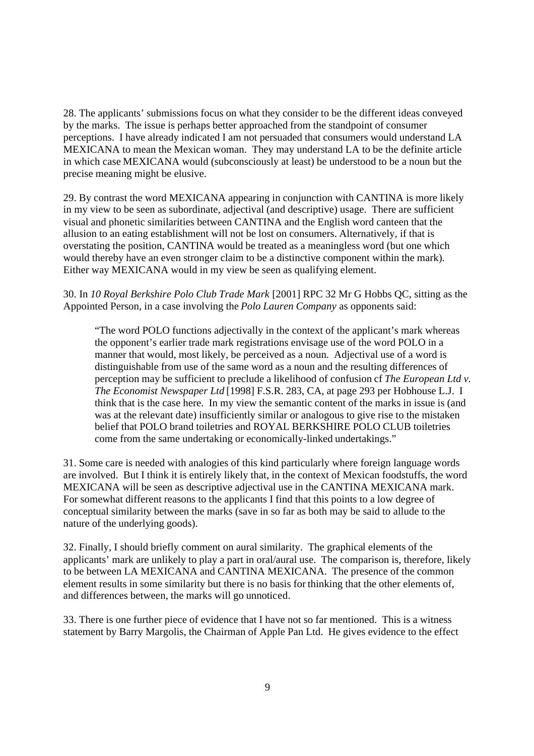28. The applicants' submissions focus on what they consider to be the different ideas conveyed by the marks. The issue is perhaps better approached from the standpoint of consumer perceptions. I have already indicated I am not persuaded that consumers would understand LA MEXICANA to mean the Mexican woman. They may understand LA to be the definite article in which case MEXICANA would (subconsciously at least) be understood to be a noun but the precise meaning might be elusive.

29. By contrast the word MEXICANA appearing in conjunction with CANTINA is more likely in my view to be seen as subordinate, adjectival (and descriptive) usage. There are sufficient visual and phonetic similarities between CANTINA and the English word canteen that the allusion to an eating establishment will not be lost on consumers. Alternatively, if that is overstating the position, CANTINA would be treated as a meaningless word (but one which would thereby have an even stronger claim to be a distinctive component within the mark). Either way MEXICANA would in my view be seen as qualifying element.

30. In *10 Royal Berkshire Polo Club Trade Mark* [2001] RPC 32 Mr G Hobbs QC, sitting as the Appointed Person, in a case involving the *Polo Lauren Company* as opponents said:

> "The word POLO functions adjectivally in the context of the applicant's mark whereas the opponent's earlier trade mark registrations envisage use of the word POLO in a manner that would, most likely, be perceived as a noun. Adjectival use of a word is distinguishable from use of the same word as a noun and the resulting differences of perception may be sufficient to preclude a likelihood of confusion cf *The European Ltd v. The Economist Newspaper Ltd* [1998] F.S.R. 283, CA, at page 293 per Hobhouse L.J. I think that is the case here. In my view the semantic content of the marks in issue is (and was at the relevant date) insufficiently similar or analogous to give rise to the mistaken belief that POLO brand toiletries and ROYAL BERKSHIRE POLO CLUB toiletries come from the same undertaking or economically-linked undertakings."

31. Some care is needed with analogies of this kind particularly where foreign language words are involved. But I think it is entirely likely that, in the context of Mexican foodstuffs, the word MEXICANA will be seen as descriptive adjectival use in the CANTINA MEXICANA mark. For somewhat different reasons to the applicants I find that this points to a low degree of conceptual similarity between the marks (save in so far as both may be said to allude to the nature of the underlying goods).

32. Finally, I should briefly comment on aural similarity. The graphical elements of the applicants' mark are unlikely to play a part in oral/aural use. The comparison is, therefore, likely to be between LA MEXICANA and CANTINA MEXICANA. The presence of the common element results in some similarity but there is no basis for thinking that the other elements of, and differences between, the marks will go unnoticed.

33. There is one further piece of evidence that I have not so far mentioned. This is a witness statement by Barry Margolis, the Chairman of Apple Pan Ltd. He gives evidence to the effect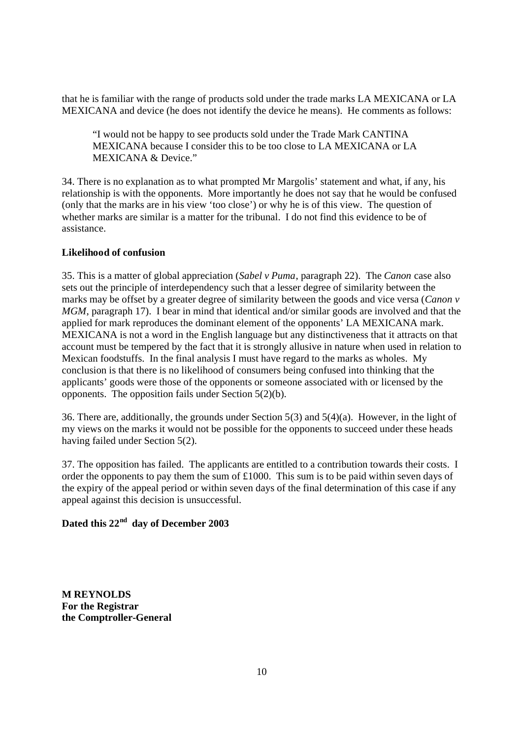that he is familiar with the range of products sold under the trade marks LA MEXICANA or LA MEXICANA and device (he does not identify the device he means). He comments as follows:

> "I would not be happy to see products sold under the Trade Mark CANTINA MEXICANA because I consider this to be too close to LA MEXICANA or LA MEXICANA & Device."

34. There is no explanation as to what prompted Mr Margolis' statement and what, if any, his relationship is with the opponents. More importantly he does not say that he would be confused (only that the marks are in his view 'too close') or why he is of this view. The question of whether marks are similar is a matter for the tribunal. I do not find this evidence to be of assistance.

**Likelihood of confusion**

35. This is a matter of global appreciation (*Sabel v Puma*, paragraph 22). The *Canon* case also sets out the principle of interdependency such that a lesser degree of similarity between the marks may be offset by a greater degree of similarity between the goods and vice versa (*Canon v MGM*, paragraph 17). I bear in mind that identical and/or similar goods are involved and that the applied for mark reproduces the dominant element of the opponents' LA MEXICANA mark. MEXICANA is not a word in the English language but any distinctiveness that it attracts on that account must be tempered by the fact that it is strongly allusive in nature when used in relation to Mexican foodstuffs. In the final analysis I must have regard to the marks as wholes. My conclusion is that there is no likelihood of consumers being confused into thinking that the applicants' goods were those of the opponents or someone associated with or licensed by the opponents. The opposition fails under Section 5(2)(b).

36. There are, additionally, the grounds under Section 5(3) and 5(4)(a). However, in the light of my views on the marks it would not be possible for the opponents to succeed under these heads having failed under Section 5(2).

37. The opposition has failed. The applicants are entitled to a contribution towards their costs. I order the opponents to pay them the sum of £1000. This sum is to be paid within seven days of the expiry of the appeal period or within seven days of the final determination of this case if any appeal against this decision is unsuccessful.

**Dated this 22nd day of December 2003**

**M REYNOLDS**
**For the Registrar**
**the Comptroller-General**